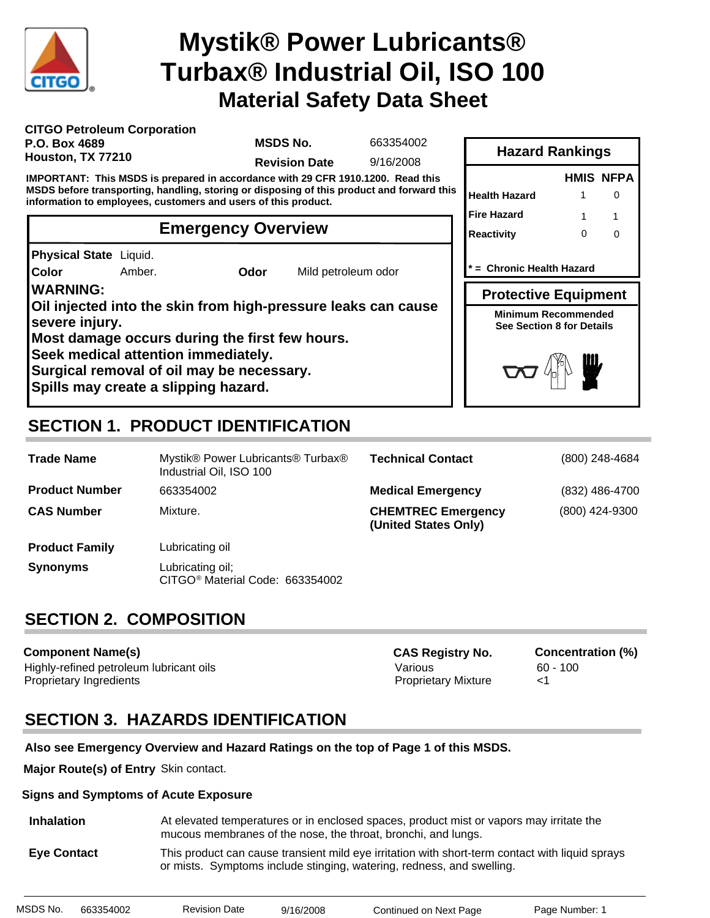# Mystik® Power Lubricants® Turbax® Industrial Oil, ISO 100

## Material Safety Data Sheet

**CITGO Petroleum Corporation**
**P.O. Box 4689**
**Houston, TX 77210**

| | |
|---|---|
| **MSDS No.** | 663354002 |
| **Revision Date** | 9/16/2008 |

**IMPORTANT: This MSDS is prepared in accordance with 29 CFR 1910.1200. Read this MSDS before transporting, handling, storing or disposing of this product and forward this information to employees, customers and users of this product.**

### Hazard Rankings

| | HMIS | NFPA |
|---|---|---|
| Health Hazard | 1 | 0 |
| Fire Hazard | 1 | 1 |
| Reactivity | 0 | 0 |

**\* = Chronic Health Hazard**

### Protective Equipment

**Minimum Recommended**
**See Section 8 for Details**

### Emergency Overview

**Physical State** Liquid.

**Color** Amber. **Odor** Mild petroleum odor

**WARNING:**
**Oil injected into the skin from high-pressure leaks can cause severe injury.**
**Most damage occurs during the first few hours.**
**Seek medical attention immediately.**
**Surgical removal of oil may be necessary.**
**Spills may create a slipping hazard.**

## SECTION 1. PRODUCT IDENTIFICATION

| | | | |
|---|---|---|---|
| **Trade Name** | Mystik® Power Lubricants® Turbax® Industrial Oil, ISO 100 | **Technical Contact** | (800) 248-4684 |
| **Product Number** | 663354002 | **Medical Emergency** | (832) 486-4700 |
| **CAS Number** | Mixture. | **CHEMTREC Emergency (United States Only)** | (800) 424-9300 |
| **Product Family** | Lubricating oil | | |
| **Synonyms** | Lubricating oil; CITGO® Material Code: 663354002 | | |

## SECTION 2. COMPOSITION

| Component Name(s) | CAS Registry No. | Concentration (%) |
|---|---|---|
| Highly-refined petroleum lubricant oils | Various | 60 - 100 |
| Proprietary Ingredients | Proprietary Mixture | <1 |

## SECTION 3. HAZARDS IDENTIFICATION

**Also see Emergency Overview and Hazard Ratings on the top of Page 1 of this MSDS.**

**Major Route(s) of Entry** Skin contact.

**Signs and Symptoms of Acute Exposure**

**Inhalation** At elevated temperatures or in enclosed spaces, product mist or vapors may irritate the mucous membranes of the nose, the throat, bronchi, and lungs.

**Eye Contact** This product can cause transient mild eye irritation with short-term contact with liquid sprays or mists. Symptoms include stinging, watering, redness, and swelling.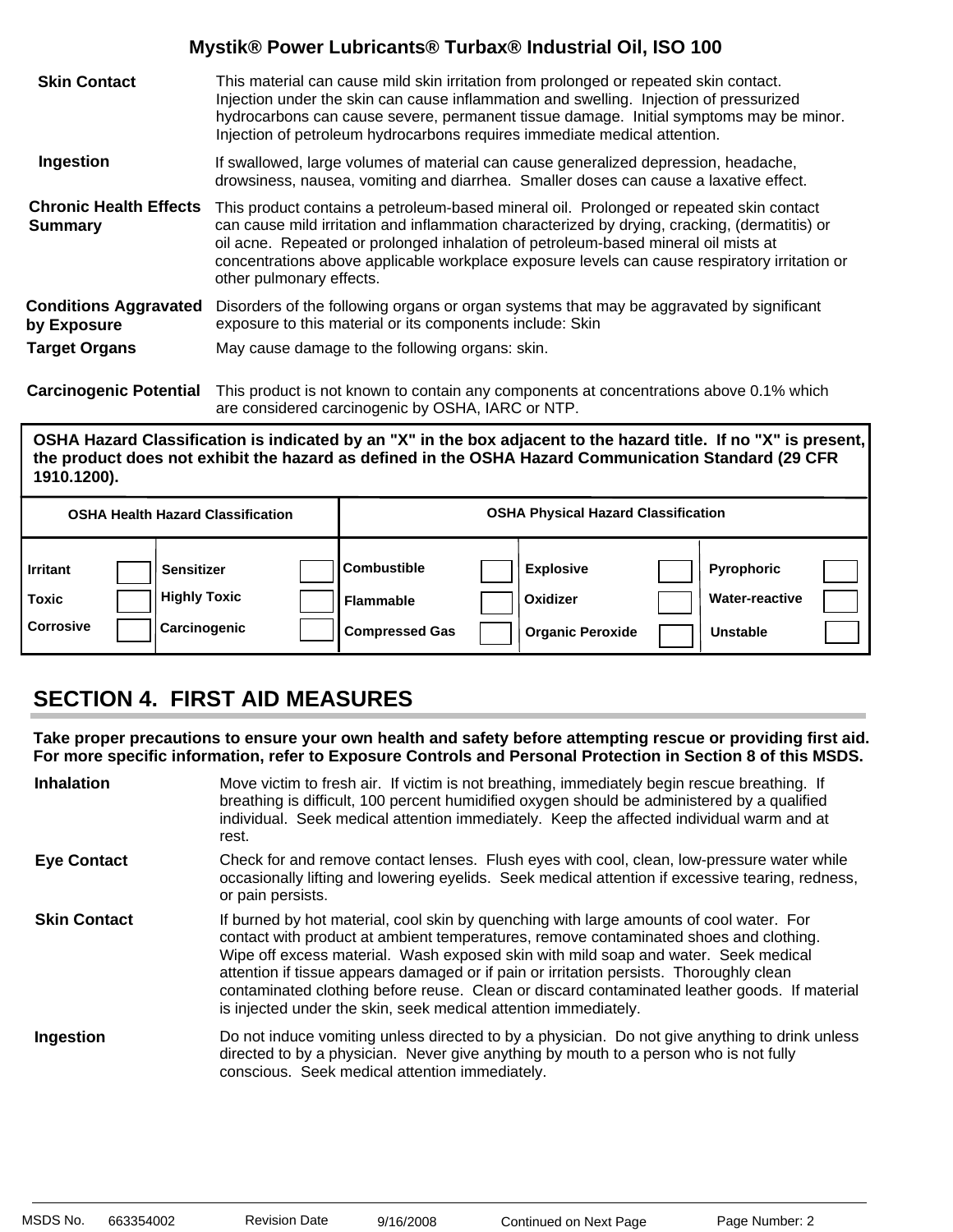| | |
|---|---|
| **Skin Contact** | This material can cause mild skin irritation from prolonged or repeated skin contact. Injection under the skin can cause inflammation and swelling. Injection of pressurized hydrocarbons can cause severe, permanent tissue damage. Initial symptoms may be minor. Injection of petroleum hydrocarbons requires immediate medical attention. |
| **Ingestion** | If swallowed, large volumes of material can cause generalized depression, headache, drowsiness, nausea, vomiting and diarrhea. Smaller doses can cause a laxative effect. |
| **Chronic Health Effects Summary** | This product contains a petroleum-based mineral oil. Prolonged or repeated skin contact can cause mild irritation and inflammation characterized by drying, cracking, (dermatitis) or oil acne. Repeated or prolonged inhalation of petroleum-based mineral oil mists at concentrations above applicable workplace exposure levels can cause respiratory irritation or other pulmonary effects. |
| **Conditions Aggravated by Exposure** | Disorders of the following organs or organ systems that may be aggravated by significant exposure to this material or its components include: Skin |
| **Target Organs** | May cause damage to the following organs: skin. |
| **Carcinogenic Potential** | This product is not known to contain any components at concentrations above 0.1% which are considered carcinogenic by OSHA, IARC or NTP. |

**OSHA Hazard Classification is indicated by an "X" in the box adjacent to the hazard title. If no "X" is present, the product does not exhibit the hazard as defined in the OSHA Hazard Communication Standard (29 CFR 1910.1200).**

| OSHA Health Hazard Classification | | | | OSHA Physical Hazard Classification | | | | | |
|---|---|---|---|---|---|---|---|---|---|
| Irritant | | Sensitizer | | Combustible | | Explosive | | Pyrophoric | |
| Toxic | | Highly Toxic | | Flammable | | Oxidizer | | Water-reactive | |
| Corrosive | | Carcinogenic | | Compressed Gas | | Organic Peroxide | | Unstable | |

## SECTION 4. FIRST AID MEASURES

**Take proper precautions to ensure your own health and safety before attempting rescue or providing first aid. For more specific information, refer to Exposure Controls and Personal Protection in Section 8 of this MSDS.**

| | |
|---|---|
| **Inhalation** | Move victim to fresh air. If victim is not breathing, immediately begin rescue breathing. If breathing is difficult, 100 percent humidified oxygen should be administered by a qualified individual. Seek medical attention immediately. Keep the affected individual warm and at rest. |
| **Eye Contact** | Check for and remove contact lenses. Flush eyes with cool, clean, low-pressure water while occasionally lifting and lowering eyelids. Seek medical attention if excessive tearing, redness, or pain persists. |
| **Skin Contact** | If burned by hot material, cool skin by quenching with large amounts of cool water. For contact with product at ambient temperatures, remove contaminated shoes and clothing. Wipe off excess material. Wash exposed skin with mild soap and water. Seek medical attention if tissue appears damaged or if pain or irritation persists. Thoroughly clean contaminated clothing before reuse. Clean or discard contaminated leather goods. If material is injected under the skin, seek medical attention immediately. |
| **Ingestion** | Do not induce vomiting unless directed to by a physician. Do not give anything to drink unless directed to by a physician. Never give anything by mouth to a person who is not fully conscious. Seek medical attention immediately. |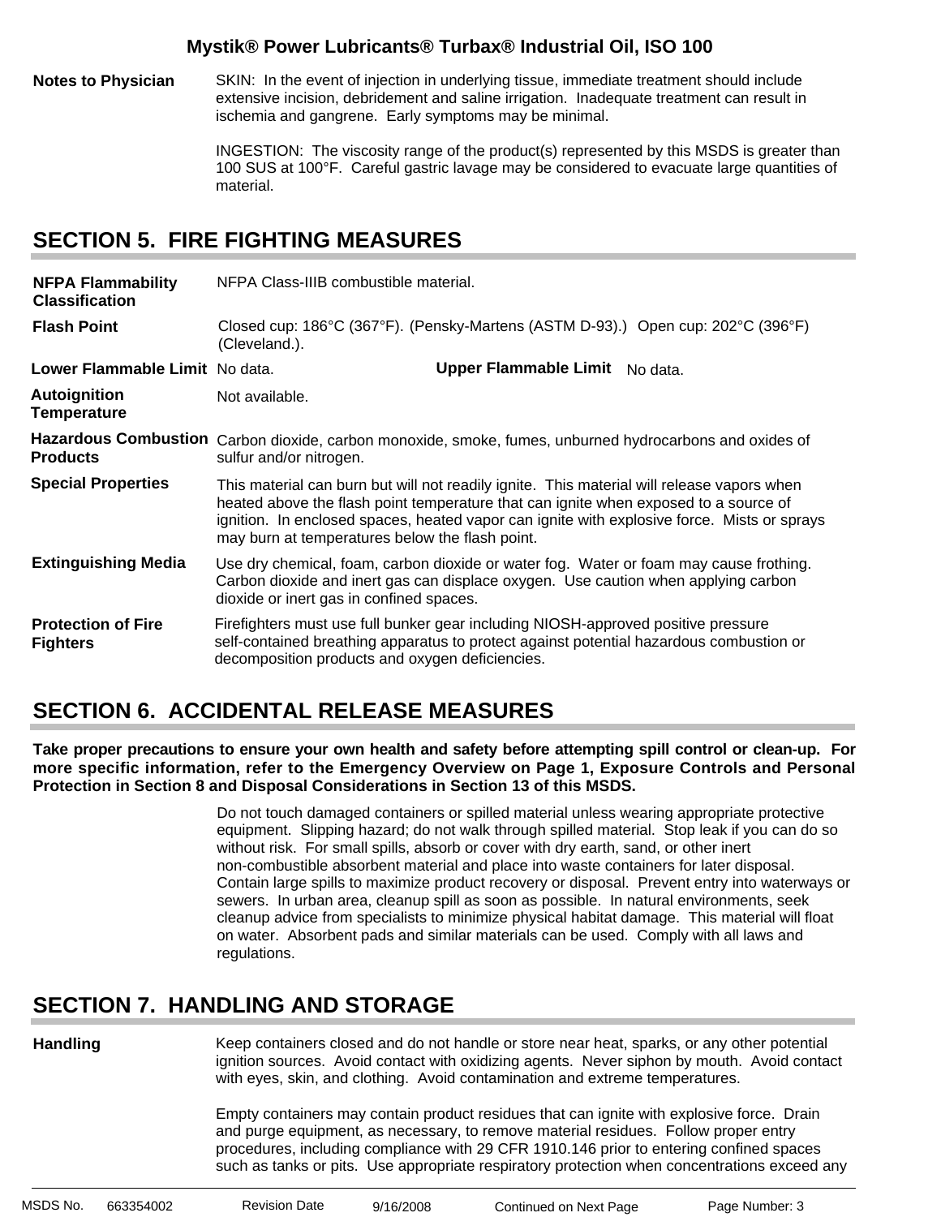**Notes to Physician**

SKIN: In the event of injection in underlying tissue, immediate treatment should include extensive incision, debridement and saline irrigation. Inadequate treatment can result in ischemia and gangrene. Early symptoms may be minimal.

INGESTION: The viscosity range of the product(s) represented by this MSDS is greater than 100 SUS at 100°F. Careful gastric lavage may be considered to evacuate large quantities of material.

## SECTION 5. FIRE FIGHTING MEASURES

**NFPA Flammability Classification**

NFPA Class-IIIB combustible material.

**Flash Point**

Closed cup: 186°C (367°F). (Pensky-Martens (ASTM D-93).) Open cup: 202°C (396°F) (Cleveland.).

**Lower Flammable Limit** No data. **Upper Flammable Limit** No data.

**Autoignition Temperature**

Not available.

**Hazardous Combustion Products**

Carbon dioxide, carbon monoxide, smoke, fumes, unburned hydrocarbons and oxides of sulfur and/or nitrogen.

**Special Properties**

This material can burn but will not readily ignite. This material will release vapors when heated above the flash point temperature that can ignite when exposed to a source of ignition. In enclosed spaces, heated vapor can ignite with explosive force. Mists or sprays may burn at temperatures below the flash point.

**Extinguishing Media**

Use dry chemical, foam, carbon dioxide or water fog. Water or foam may cause frothing. Carbon dioxide and inert gas can displace oxygen. Use caution when applying carbon dioxide or inert gas in confined spaces.

**Protection of Fire Fighters**

Firefighters must use full bunker gear including NIOSH-approved positive pressure self-contained breathing apparatus to protect against potential hazardous combustion or decomposition products and oxygen deficiencies.

## SECTION 6. ACCIDENTAL RELEASE MEASURES

**Take proper precautions to ensure your own health and safety before attempting spill control or clean-up. For more specific information, refer to the Emergency Overview on Page 1, Exposure Controls and Personal Protection in Section 8 and Disposal Considerations in Section 13 of this MSDS.**

Do not touch damaged containers or spilled material unless wearing appropriate protective equipment. Slipping hazard; do not walk through spilled material. Stop leak if you can do so without risk. For small spills, absorb or cover with dry earth, sand, or other inert non-combustible absorbent material and place into waste containers for later disposal. Contain large spills to maximize product recovery or disposal. Prevent entry into waterways or sewers. In urban area, cleanup spill as soon as possible. In natural environments, seek cleanup advice from specialists to minimize physical habitat damage. This material will float on water. Absorbent pads and similar materials can be used. Comply with all laws and regulations.

## SECTION 7. HANDLING AND STORAGE

**Handling**

Keep containers closed and do not handle or store near heat, sparks, or any other potential ignition sources. Avoid contact with oxidizing agents. Never siphon by mouth. Avoid contact with eyes, skin, and clothing. Avoid contamination and extreme temperatures.

Empty containers may contain product residues that can ignite with explosive force. Drain and purge equipment, as necessary, to remove material residues. Follow proper entry procedures, including compliance with 29 CFR 1910.146 prior to entering confined spaces such as tanks or pits. Use appropriate respiratory protection when concentrations exceed any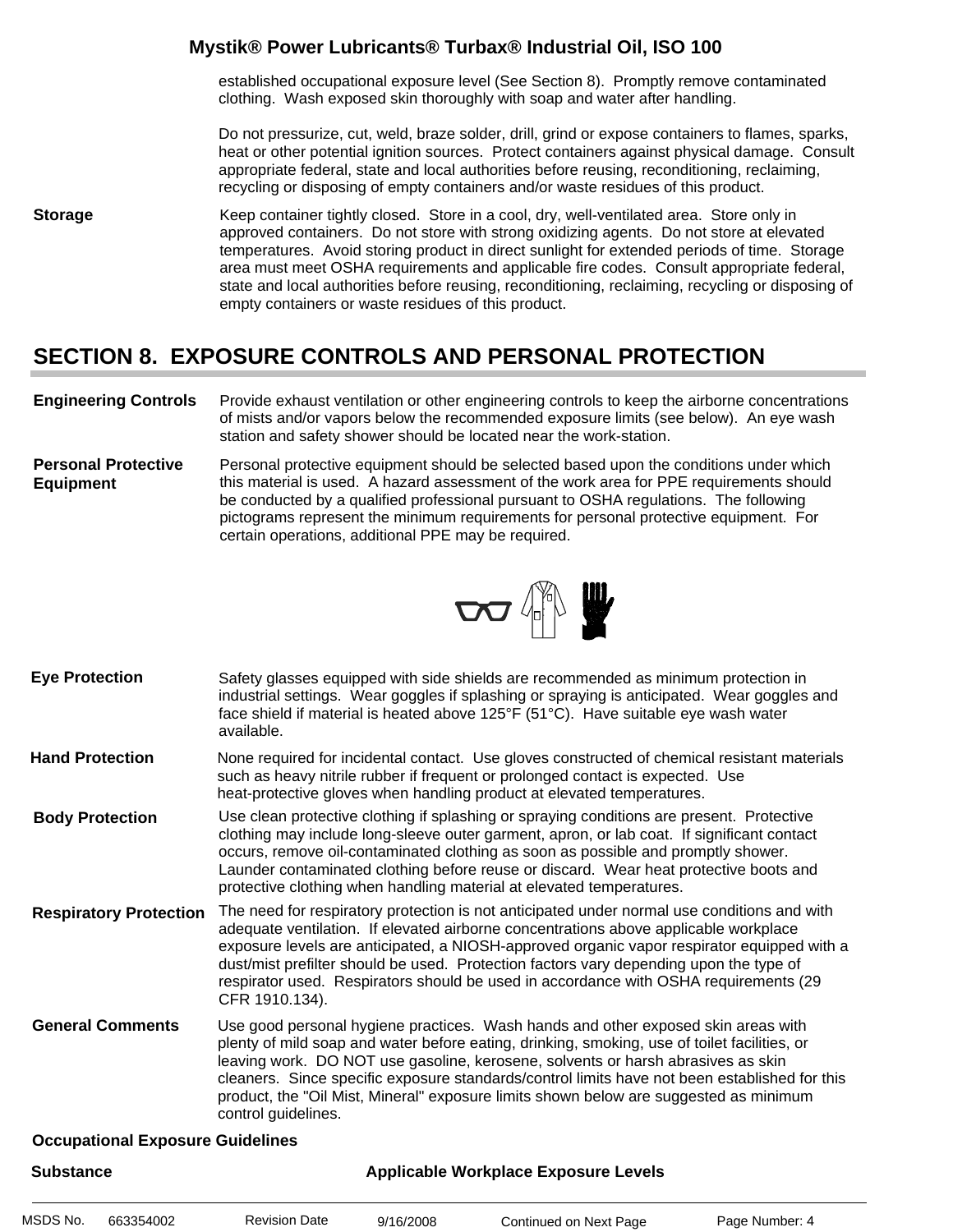established occupational exposure level (See Section 8). Promptly remove contaminated clothing. Wash exposed skin thoroughly with soap and water after handling.

Do not pressurize, cut, weld, braze solder, drill, grind or expose containers to flames, sparks, heat or other potential ignition sources. Protect containers against physical damage. Consult appropriate federal, state and local authorities before reusing, reconditioning, reclaiming, recycling or disposing of empty containers and/or waste residues of this product.

**Storage**

Keep container tightly closed. Store in a cool, dry, well-ventilated area. Store only in approved containers. Do not store with strong oxidizing agents. Do not store at elevated temperatures. Avoid storing product in direct sunlight for extended periods of time. Storage area must meet OSHA requirements and applicable fire codes. Consult appropriate federal, state and local authorities before reusing, reconditioning, reclaiming, recycling or disposing of empty containers or waste residues of this product.

## SECTION 8. EXPOSURE CONTROLS AND PERSONAL PROTECTION

**Engineering Controls**

Provide exhaust ventilation or other engineering controls to keep the airborne concentrations of mists and/or vapors below the recommended exposure limits (see below). An eye wash station and safety shower should be located near the work-station.

**Personal Protective Equipment**

Personal protective equipment should be selected based upon the conditions under which this material is used. A hazard assessment of the work area for PPE requirements should be conducted by a qualified professional pursuant to OSHA regulations. The following pictograms represent the minimum requirements for personal protective equipment. For certain operations, additional PPE may be required.

**Eye Protection**

Safety glasses equipped with side shields are recommended as minimum protection in industrial settings. Wear goggles if splashing or spraying is anticipated. Wear goggles and face shield if material is heated above 125°F (51°C). Have suitable eye wash water available.

**Hand Protection**

None required for incidental contact. Use gloves constructed of chemical resistant materials such as heavy nitrile rubber if frequent or prolonged contact is expected. Use heat-protective gloves when handling product at elevated temperatures.

**Body Protection**

Use clean protective clothing if splashing or spraying conditions are present. Protective clothing may include long-sleeve outer garment, apron, or lab coat. If significant contact occurs, remove oil-contaminated clothing as soon as possible and promptly shower. Launder contaminated clothing before reuse or discard. Wear heat protective boots and protective clothing when handling material at elevated temperatures.

**Respiratory Protection**

The need for respiratory protection is not anticipated under normal use conditions and with adequate ventilation. If elevated airborne concentrations above applicable workplace exposure levels are anticipated, a NIOSH-approved organic vapor respirator equipped with a dust/mist prefilter should be used. Protection factors vary depending upon the type of respirator used. Respirators should be used in accordance with OSHA requirements (29 CFR 1910.134).

**General Comments**

Use good personal hygiene practices. Wash hands and other exposed skin areas with plenty of mild soap and water before eating, drinking, smoking, use of toilet facilities, or leaving work. DO NOT use gasoline, kerosene, solvents or harsh abrasives as skin cleaners. Since specific exposure standards/control limits have not been established for this product, the "Oil Mist, Mineral" exposure limits shown below are suggested as minimum control guidelines.

**Occupational Exposure Guidelines**

| Substance | Applicable Workplace Exposure Levels |
|---|---|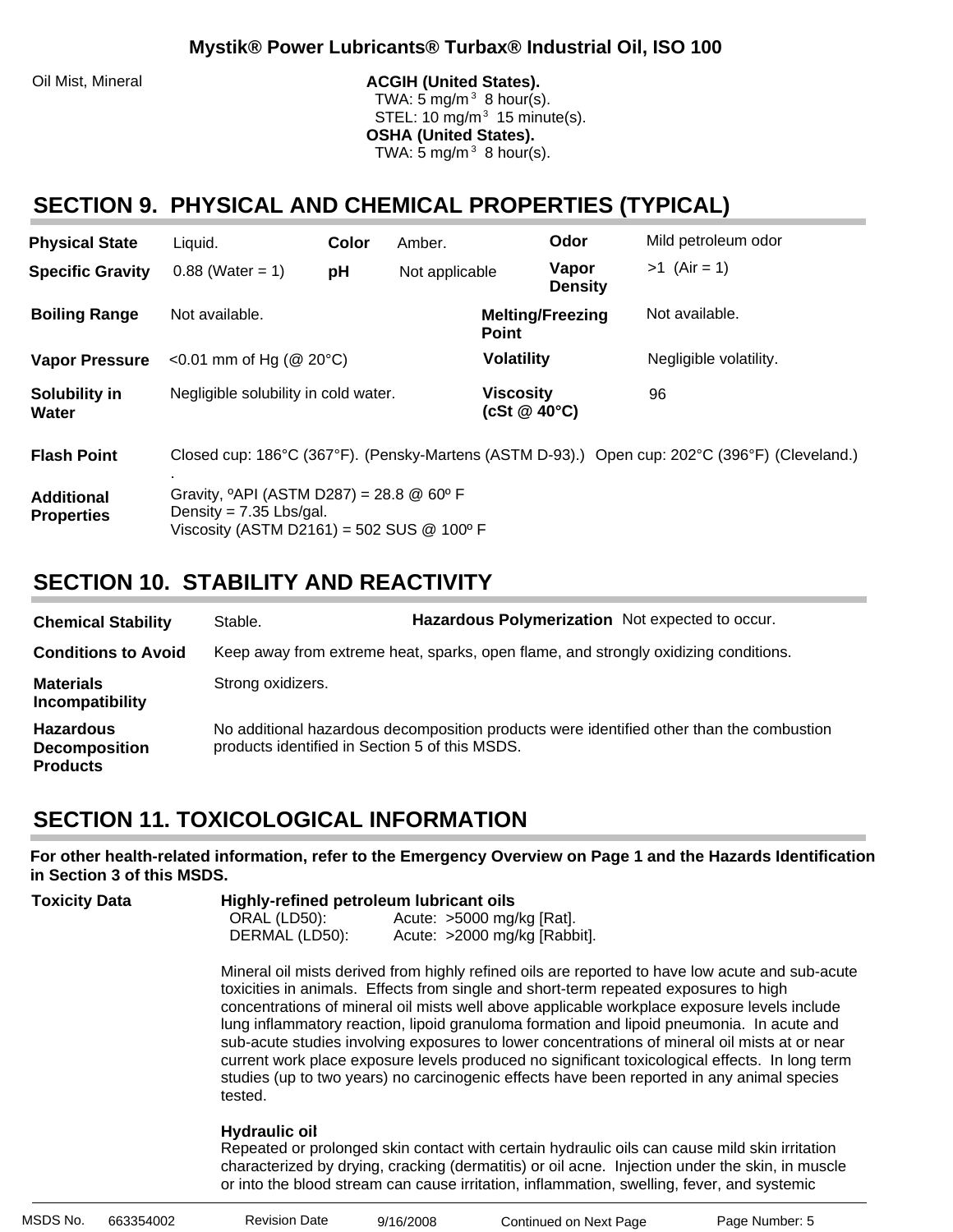| | |
|---|---|
| Oil Mist, Mineral | **ACGIH (United States).**<br>TWA: 5 mg/m$^3$ 8 hour(s).<br>STEL: 10 mg/m$^3$ 15 minute(s).<br>**OSHA (United States).**<br>TWA: 5 mg/m$^3$ 8 hour(s). |

## SECTION 9. PHYSICAL AND CHEMICAL PROPERTIES (TYPICAL)

| | | | | | |
|---|---|---|---|---|---|
| **Physical State** | Liquid. | **Color** | Amber. | **Odor** | Mild petroleum odor |
| **Specific Gravity** | 0.88 (Water = 1) | **pH** | Not applicable | **Vapor Density** | >1 (Air = 1) |
| **Boiling Range** | Not available. | | | **Melting/Freezing Point** | Not available. |
| **Vapor Pressure** | <0.01 mm of Hg (@ 20°C) | | | **Volatility** | Negligible volatility. |
| **Solubility in Water** | Negligible solubility in cold water. | | | **Viscosity (cSt @ 40°C)** | 96 |

**Flash Point** Closed cup: 186°C (367°F). (Pensky-Martens (ASTM D-93).) Open cup: 202°C (396°F) (Cleveland.) .

**Additional Properties**
Gravity, ºAPI (ASTM D287) = 28.8 @ 60º F
Density = 7.35 Lbs/gal.
Viscosity (ASTM D2161) = 502 SUS @ 100º F

## SECTION 10. STABILITY AND REACTIVITY

**Chemical Stability** Stable. **Hazardous Polymerization** Not expected to occur.

**Conditions to Avoid** Keep away from extreme heat, sparks, open flame, and strongly oxidizing conditions.

**Materials Incompatibility** Strong oxidizers.

**Hazardous Decomposition Products** No additional hazardous decomposition products were identified other than the combustion products identified in Section 5 of this MSDS.

## SECTION 11. TOXICOLOGICAL INFORMATION

**For other health-related information, refer to the Emergency Overview on Page 1 and the Hazards Identification in Section 3 of this MSDS.**

**Toxicity Data**

**Highly-refined petroleum lubricant oils**

| | |
|---|---|
| ORAL (LD50): | Acute: >5000 mg/kg [Rat]. |
| DERMAL (LD50): | Acute: >2000 mg/kg [Rabbit]. |

Mineral oil mists derived from highly refined oils are reported to have low acute and sub-acute toxicities in animals. Effects from single and short-term repeated exposures to high concentrations of mineral oil mists well above applicable workplace exposure levels include lung inflammatory reaction, lipoid granuloma formation and lipoid pneumonia. In acute and sub-acute studies involving exposures to lower concentrations of mineral oil mists at or near current work place exposure levels produced no significant toxicological effects. In long term studies (up to two years) no carcinogenic effects have been reported in any animal species tested.

**Hydraulic oil**
Repeated or prolonged skin contact with certain hydraulic oils can cause mild skin irritation characterized by drying, cracking (dermatitis) or oil acne. Injection under the skin, in muscle or into the blood stream can cause irritation, inflammation, swelling, fever, and systemic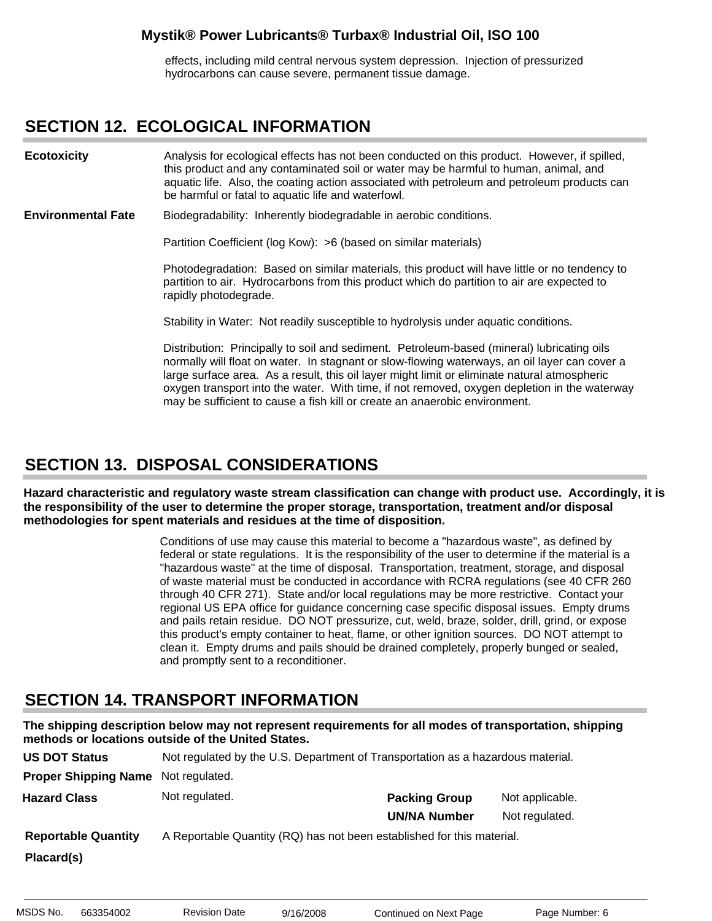effects, including mild central nervous system depression. Injection of pressurized hydrocarbons can cause severe, permanent tissue damage.

## SECTION 12. ECOLOGICAL INFORMATION

**Ecotoxicity**

Analysis for ecological effects has not been conducted on this product. However, if spilled, this product and any contaminated soil or water may be harmful to human, animal, and aquatic life. Also, the coating action associated with petroleum and petroleum products can be harmful or fatal to aquatic life and waterfowl.

**Environmental Fate**

Biodegradability: Inherently biodegradable in aerobic conditions.

Partition Coefficient (log Kow): >6 (based on similar materials)

Photodegradation: Based on similar materials, this product will have little or no tendency to partition to air. Hydrocarbons from this product which do partition to air are expected to rapidly photodegrade.

Stability in Water: Not readily susceptible to hydrolysis under aquatic conditions.

Distribution: Principally to soil and sediment. Petroleum-based (mineral) lubricating oils normally will float on water. In stagnant or slow-flowing waterways, an oil layer can cover a large surface area. As a result, this oil layer might limit or eliminate natural atmospheric oxygen transport into the water. With time, if not removed, oxygen depletion in the waterway may be sufficient to cause a fish kill or create an anaerobic environment.

## SECTION 13. DISPOSAL CONSIDERATIONS

**Hazard characteristic and regulatory waste stream classification can change with product use. Accordingly, it is the responsibility of the user to determine the proper storage, transportation, treatment and/or disposal methodologies for spent materials and residues at the time of disposition.**

Conditions of use may cause this material to become a "hazardous waste", as defined by federal or state regulations. It is the responsibility of the user to determine if the material is a "hazardous waste" at the time of disposal. Transportation, treatment, storage, and disposal of waste material must be conducted in accordance with RCRA regulations (see 40 CFR 260 through 40 CFR 271). State and/or local regulations may be more restrictive. Contact your regional US EPA office for guidance concerning case specific disposal issues. Empty drums and pails retain residue. DO NOT pressurize, cut, weld, braze, solder, drill, grind, or expose this product's empty container to heat, flame, or other ignition sources. DO NOT attempt to clean it. Empty drums and pails should be drained completely, properly bunged or sealed, and promptly sent to a reconditioner.

## SECTION 14. TRANSPORT INFORMATION

**The shipping description below may not represent requirements for all modes of transportation, shipping methods or locations outside of the United States.**

**US DOT Status** Not regulated by the U.S. Department of Transportation as a hazardous material.

**Proper Shipping Name** Not regulated.

**Hazard Class** Not regulated.

**Packing Group** Not applicable.

**UN/NA Number** Not regulated.

**Reportable Quantity** A Reportable Quantity (RQ) has not been established for this material.

**Placard(s)**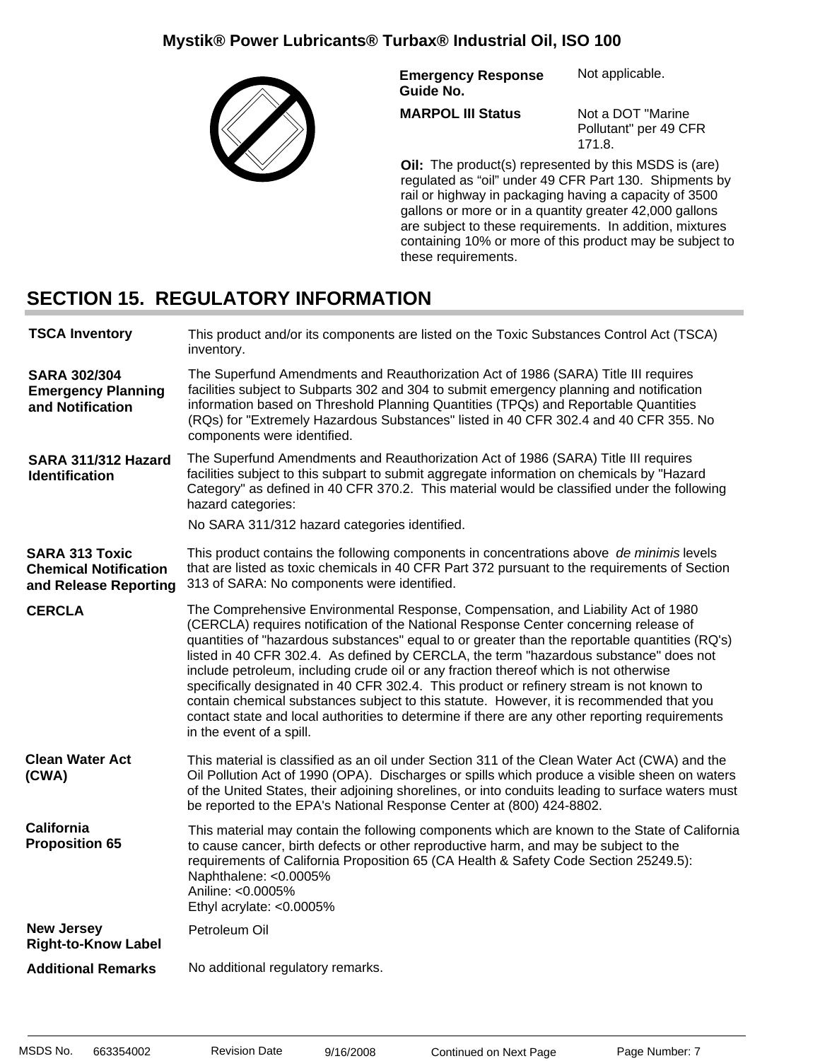| | |
|---|---|
| **Emergency Response Guide No.** | Not applicable. |
| **MARPOL III Status** | Not a DOT "Marine Pollutant" per 49 CFR 171.8. |

**Oil:** The product(s) represented by this MSDS is (are) regulated as "oil" under 49 CFR Part 130. Shipments by rail or highway in packaging having a capacity of 3500 gallons or more or in a quantity greater 42,000 gallons are subject to these requirements. In addition, mixtures containing 10% or more of this product may be subject to these requirements.

## SECTION 15. REGULATORY INFORMATION

**TSCA Inventory**

This product and/or its components are listed on the Toxic Substances Control Act (TSCA) inventory.

**SARA 302/304 Emergency Planning and Notification**

The Superfund Amendments and Reauthorization Act of 1986 (SARA) Title III requires facilities subject to Subparts 302 and 304 to submit emergency planning and notification information based on Threshold Planning Quantities (TPQs) and Reportable Quantities (RQs) for "Extremely Hazardous Substances" listed in 40 CFR 302.4 and 40 CFR 355. No components were identified.

**SARA 311/312 Hazard Identification**

The Superfund Amendments and Reauthorization Act of 1986 (SARA) Title III requires facilities subject to this subpart to submit aggregate information on chemicals by "Hazard Category" as defined in 40 CFR 370.2. This material would be classified under the following hazard categories:

No SARA 311/312 hazard categories identified.

**SARA 313 Toxic Chemical Notification and Release Reporting**

This product contains the following components in concentrations above *de minimis* levels that are listed as toxic chemicals in 40 CFR Part 372 pursuant to the requirements of Section 313 of SARA: No components were identified.

**CERCLA**

The Comprehensive Environmental Response, Compensation, and Liability Act of 1980 (CERCLA) requires notification of the National Response Center concerning release of quantities of "hazardous substances" equal to or greater than the reportable quantities (RQ's) listed in 40 CFR 302.4. As defined by CERCLA, the term "hazardous substance" does not include petroleum, including crude oil or any fraction thereof which is not otherwise specifically designated in 40 CFR 302.4. This product or refinery stream is not known to contain chemical substances subject to this statute. However, it is recommended that you contact state and local authorities to determine if there are any other reporting requirements in the event of a spill.

**Clean Water Act (CWA)**

This material is classified as an oil under Section 311 of the Clean Water Act (CWA) and the Oil Pollution Act of 1990 (OPA). Discharges or spills which produce a visible sheen on waters of the United States, their adjoining shorelines, or into conduits leading to surface waters must be reported to the EPA's National Response Center at (800) 424-8802.

**California Proposition 65**

This material may contain the following components which are known to the State of California to cause cancer, birth defects or other reproductive harm, and may be subject to the requirements of California Proposition 65 (CA Health & Safety Code Section 25249.5):
Naphthalene: <0.0005%
Aniline: <0.0005%
Ethyl acrylate: <0.0005%

**New Jersey Right-to-Know Label**

Petroleum Oil

**Additional Remarks**

No additional regulatory remarks.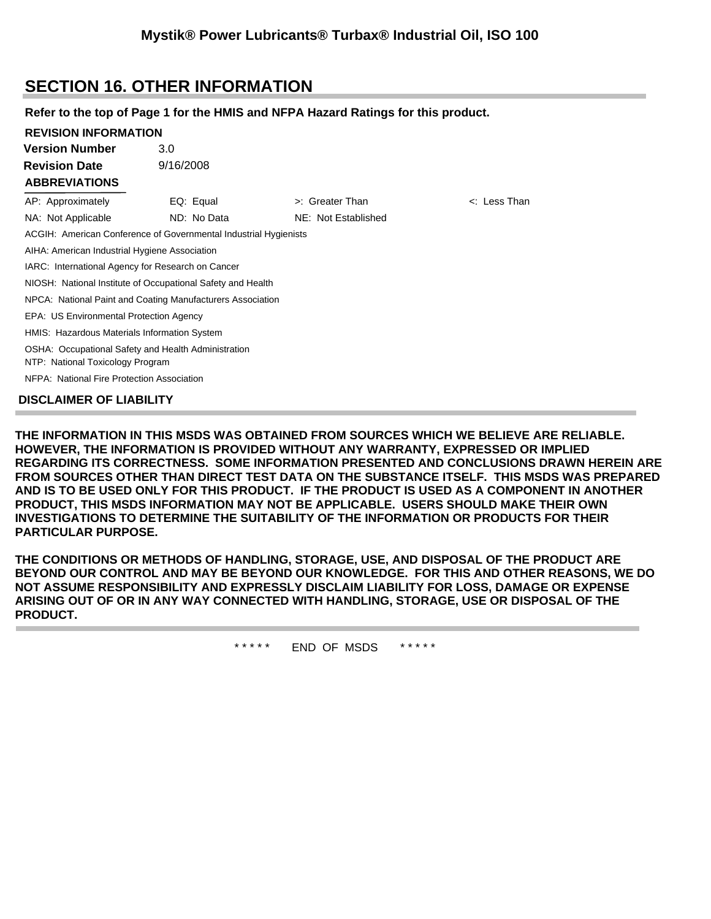## SECTION 16. OTHER INFORMATION

**Refer to the top of Page 1 for the HMIS and NFPA Hazard Ratings for this product.**

**REVISION INFORMATION**

| | |
|---|---|
| **Version Number** | 3.0 |
| **Revision Date** | 9/16/2008 |

**ABBREVIATIONS**

| | | | |
|---|---|---|---|
| AP: Approximately | EQ: Equal | >: Greater Than | <: Less Than |
| NA: Not Applicable | ND: No Data | NE: Not Established | |

ACGIH: American Conference of Governmental Industrial Hygienists

AIHA: American Industrial Hygiene Association

IARC: International Agency for Research on Cancer

NIOSH: National Institute of Occupational Safety and Health

NPCA: National Paint and Coating Manufacturers Association

EPA: US Environmental Protection Agency

HMIS: Hazardous Materials Information System

OSHA: Occupational Safety and Health Administration

NTP: National Toxicology Program

NFPA: National Fire Protection Association

**DISCLAIMER OF LIABILITY**

**THE INFORMATION IN THIS MSDS WAS OBTAINED FROM SOURCES WHICH WE BELIEVE ARE RELIABLE. HOWEVER, THE INFORMATION IS PROVIDED WITHOUT ANY WARRANTY, EXPRESSED OR IMPLIED REGARDING ITS CORRECTNESS. SOME INFORMATION PRESENTED AND CONCLUSIONS DRAWN HEREIN ARE FROM SOURCES OTHER THAN DIRECT TEST DATA ON THE SUBSTANCE ITSELF. THIS MSDS WAS PREPARED AND IS TO BE USED ONLY FOR THIS PRODUCT. IF THE PRODUCT IS USED AS A COMPONENT IN ANOTHER PRODUCT, THIS MSDS INFORMATION MAY NOT BE APPLICABLE. USERS SHOULD MAKE THEIR OWN INVESTIGATIONS TO DETERMINE THE SUITABILITY OF THE INFORMATION OR PRODUCTS FOR THEIR PARTICULAR PURPOSE.**

**THE CONDITIONS OR METHODS OF HANDLING, STORAGE, USE, AND DISPOSAL OF THE PRODUCT ARE BEYOND OUR CONTROL AND MAY BE BEYOND OUR KNOWLEDGE. FOR THIS AND OTHER REASONS, WE DO NOT ASSUME RESPONSIBILITY AND EXPRESSLY DISCLAIM LIABILITY FOR LOSS, DAMAGE OR EXPENSE ARISING OUT OF OR IN ANY WAY CONNECTED WITH HANDLING, STORAGE, USE OR DISPOSAL OF THE PRODUCT.**

***** END OF MSDS *****